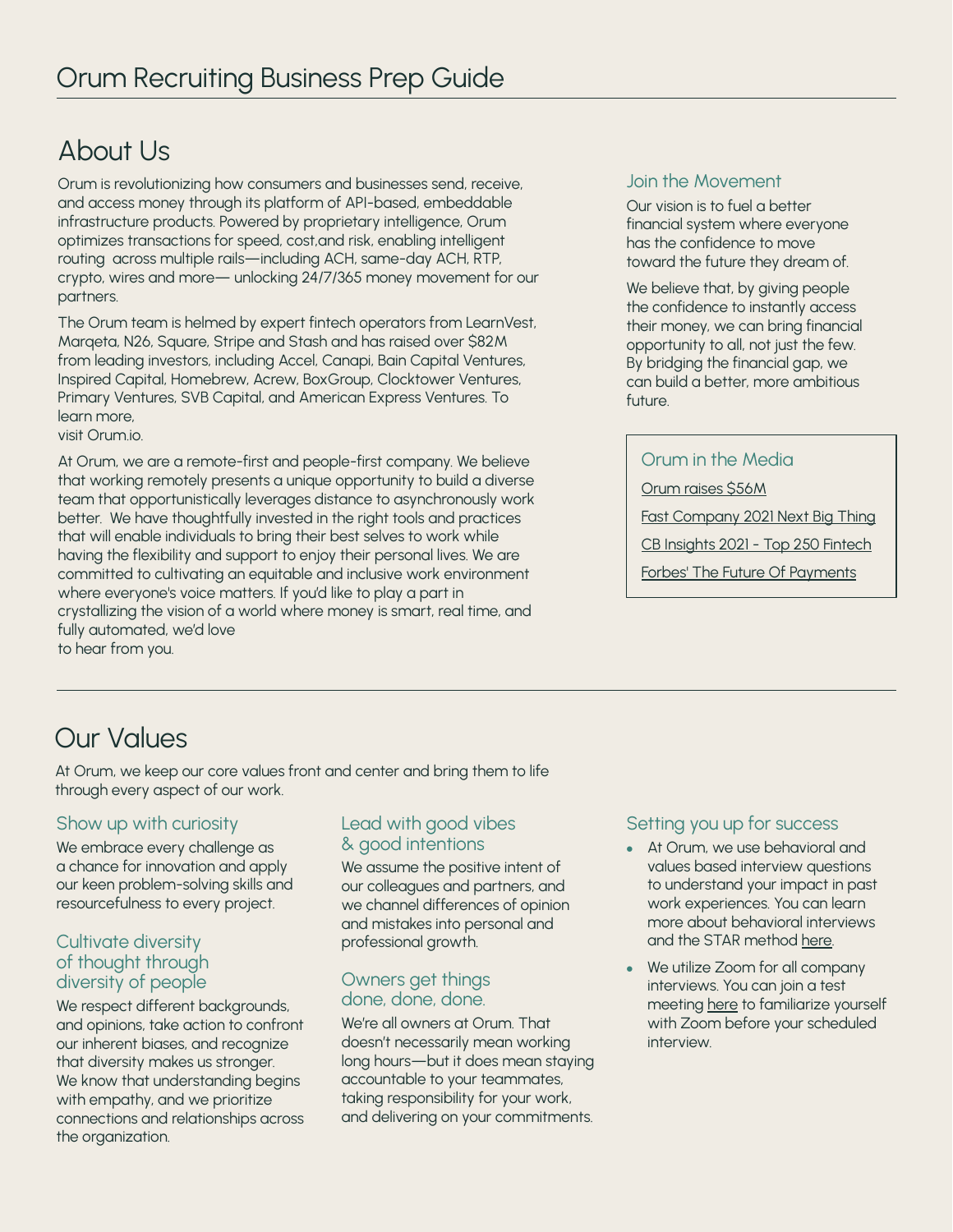# Orum Recruiting Business Prep Guide

## About Us

Orum is revolutionizing how consumers and businesses send, receive, and access money through its platform of API-based, embeddable infrastructure products. Powered by proprietary intelligence, Orum optimizes transactions for speed, cost,and risk, enabling intelligent routing across multiple rails—including ACH, same-day ACH, RTP, crypto, wires and more— unlocking 24/7/365 money movement for our partners.

The Orum team is helmed by expert fintech operators from LearnVest, Marqeta, N26, Square, Stripe and Stash and has raised over $82M from leading investors, including Accel, Canapi, Bain Capital Ventures, Inspired Capital, Homebrew, Acrew, BoxGroup, Clocktower Ventures, Primary Ventures, SVB Capital, and American Express Ventures. To learn more, visit Orum.io.

At Orum, we are a remote-first and people-first company. We believe that working remotely presents a unique opportunity to build a diverse team that opportunistically leverages distance to asynchronously work better. We have thoughtfully invested in the right tools and practices that will enable individuals to bring their best selves to work while having the flexibility and support to enjoy their personal lives. We are committed to cultivating an equitable and inclusive work environment where everyone's voice matters. If you'd like to play a part in crystallizing the vision of a world where money is smart, real time, and fully automated, we'd love to hear from you.

### Join the Movement

Our vision is to fuel a better financial system where everyone has the confidence to move toward the future they dream of.

We believe that, by giving people the confidence to instantly access their money, we can bring financial opportunity to all, not just the few. By bridging the financial gap, we can build a better, more ambitious future.

### Orum in the Media

- Orum raises $56M
- Fast Company 2021 Next Big Thing
- CB Insights 2021 - Top 250 Fintech
- Forbes' The Future Of Payments

## Our Values

At Orum, we keep our core values front and center and bring them to life through every aspect of our work.

### Show up with curiosity

We embrace every challenge as a chance for innovation and apply our keen problem-solving skills and resourcefulness to every project.

### Cultivate diversity of thought through diversity of people

We respect different backgrounds, and opinions, take action to confront our inherent biases, and recognize that diversity makes us stronger. We know that understanding begins with empathy, and we prioritize connections and relationships across the organization.

### Lead with good vibes & good intentions

We assume the positive intent of our colleagues and partners, and we channel differences of opinion and mistakes into personal and professional growth.

### Owners get things done, done, done.

We're all owners at Orum. That doesn't necessarily mean working long hours—but it does mean staying accountable to your teammates, taking responsibility for your work, and delivering on your commitments.

### Setting you up for success

- At Orum, we use behavioral and values based interview questions to understand your impact in past work experiences. You can learn more about behavioral interviews and the STAR method here.
- We utilize Zoom for all company interviews. You can join a test meeting here to familiarize yourself with Zoom before your scheduled interview.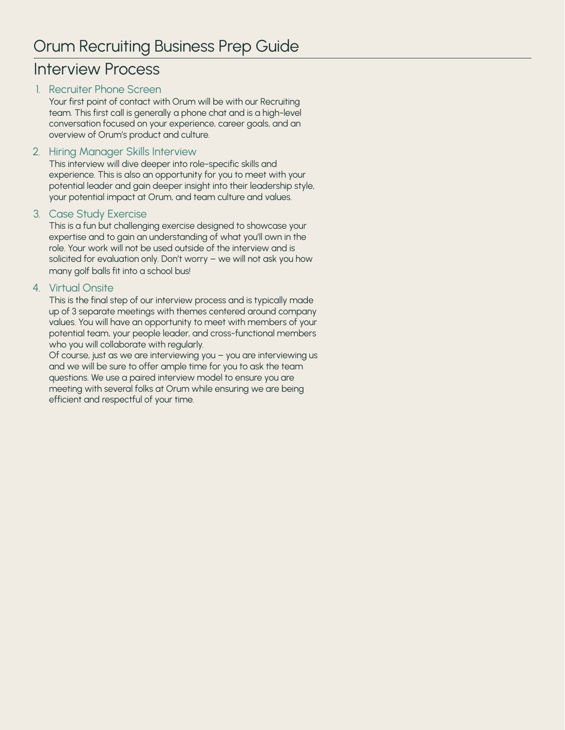# Orum Recruiting Business Prep Guide

## Interview Process

1. **Recruiter Phone Screen**
   Your first point of contact with Orum will be with our Recruiting team. This first call is generally a phone chat and is a high-level conversation focused on your experience, career goals, and an overview of Orum's product and culture.

2. **Hiring Manager Skills Interview**
   This interview will dive deeper into role-specific skills and experience. This is also an opportunity for you to meet with your potential leader and gain deeper insight into their leadership style, your potential impact at Orum, and team culture and values.

3. **Case Study Exercise**
   This is a fun but challenging exercise designed to showcase your expertise and to gain an understanding of what you'll own in the role. Your work will not be used outside of the interview and is solicited for evaluation only. Don't worry – we will not ask you how many golf balls fit into a school bus!

4. **Virtual Onsite**
   This is the final step of our interview process and is typically made up of 3 separate meetings with themes centered around company values. You will have an opportunity to meet with members of your potential team, your people leader, and cross-functional members who you will collaborate with regularly.
   Of course, just as we are interviewing you – you are interviewing us and we will be sure to offer ample time for you to ask the team questions. We use a paired interview model to ensure you are meeting with several folks at Orum while ensuring we are being efficient and respectful of your time.